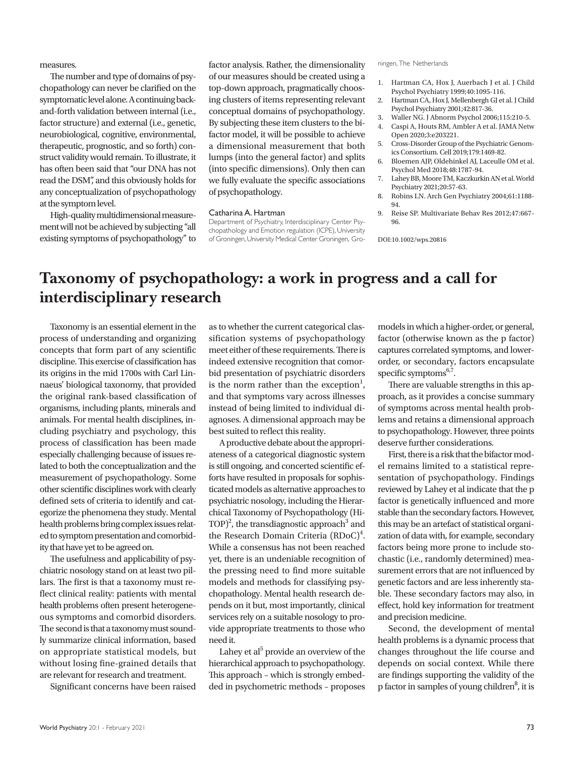measures.

The number and type of domains of psychopathology can never be clarified on the symptomatic level alone. A continuing back-and-forth validation between internal (i.e., factor structure) and external (i.e., genetic, neurobiological, cognitive, environmental, therapeutic, prognostic, and so forth) construct validity would remain. To illustrate, it has often been said that "our DNA has not read the DSM", and this obviously holds for any conceptualization of psychopathology at the symptom level.

High-quality multidimensional measurement will not be achieved by subjecting "all existing symptoms of psychopathology" to factor analysis. Rather, the dimensionality of our measures should be created using a top-down approach, pragmatically choosing clusters of items representing relevant conceptual domains of psychopathology. By subjecting these item clusters to the bifactor model, it will be possible to achieve a dimensional measurement that both lumps (into the general factor) and splits (into specific dimensions). Only then can we fully evaluate the specific associations of psychopathology.

Catharina A. Hartman

Department of Psychiatry, Interdisciplinary Center Psychopathology and Emotion regulation (ICPE), University of Groningen, University Medical Center Groningen, Groningen, The Netherlands

1. Hartman CA, Hox J, Auerbach J et al. J Child Psychol Psychiatry 1999;40:1095-116.
2. Hartman CA, Hox J, Mellenbergh GJ et al. J Child Psychol Psychiatry 2001;42:817-36.
3. Waller NG. J Abnorm Psychol 2006;115:210-5.
4. Caspi A, Houts RM, Ambler A et al. JAMA Netw Open 2020;3:e203221.
5. Cross-Disorder Group of the Psychiatric Genomics Consortium. Cell 2019;179:1469-82.
6. Bloemen AJP, Oldehinkel AJ, Laceulle OM et al. Psychol Med 2018;48:1787-94.
7. Lahey BB, Moore TM, Kaczkurkin AN et al. World Psychiatry 2021;20:57-63.
8. Robins LN. Arch Gen Psychiatry 2004;61:1188-94.
9. Reise SP. Multivariate Behav Res 2012;47:667-96.

DOI:10.1002/wps.20816

# Taxonomy of psychopathology: a work in progress and a call for interdisciplinary research

Taxonomy is an essential element in the process of understanding and organizing concepts that form part of any scientific discipline. This exercise of classification has its origins in the mid 1700s with Carl Linnaeus' biological taxonomy, that provided the original rank-based classification of organisms, including plants, minerals and animals. For mental health disciplines, including psychiatry and psychology, this process of classification has been made especially challenging because of issues related to both the conceptualization and the measurement of psychopathology. Some other scientific disciplines work with clearly defined sets of criteria to identify and categorize the phenomena they study. Mental health problems bring complex issues related to symptom presentation and comorbidity that have yet to be agreed on.

The usefulness and applicability of psychiatric nosology stand on at least two pillars. The first is that a taxonomy must reflect clinical reality: patients with mental health problems often present heterogeneous symptoms and comorbid disorders. The second is that a taxonomy must soundly summarize clinical information, based on appropriate statistical models, but without losing fine-grained details that are relevant for research and treatment.

Significant concerns have been raised as to whether the current categorical classification systems of psychopathology meet either of these requirements. There is indeed extensive recognition that comorbid presentation of psychiatric disorders is the norm rather than the exception[1], and that symptoms vary across illnesses instead of being limited to individual diagnoses. A dimensional approach may be best suited to reflect this reality.

A productive debate about the appropriateness of a categorical diagnostic system is still ongoing, and concerted scientific efforts have resulted in proposals for sophisticated models as alternative approaches to psychiatric nosology, including the Hierarchical Taxonomy of Psychopathology (HiTOP)[2], the transdiagnostic approach[3] and the Research Domain Criteria (RDoC)[4]. While a consensus has not been reached yet, there is an undeniable recognition of the pressing need to find more suitable models and methods for classifying psychopathology. Mental health research depends on it but, most importantly, clinical services rely on a suitable nosology to provide appropriate treatments to those who need it.

Lahey et al[5] provide an overview of the hierarchical approach to psychopathology. This approach – which is strongly embedded in psychometric methods – proposes models in which a higher-order, or general, factor (otherwise known as the p factor) captures correlated symptoms, and lower-order, or secondary, factors encapsulate specific symptoms[6,7].

There are valuable strengths in this approach, as it provides a concise summary of symptoms across mental health problems and retains a dimensional approach to psychopathology. However, three points deserve further considerations.

First, there is a risk that the bifactor model remains limited to a statistical representation of psychopathology. Findings reviewed by Lahey et al indicate that the p factor is genetically influenced and more stable than the secondary factors. However, this may be an artefact of statistical organization of data with, for example, secondary factors being more prone to include stochastic (i.e., randomly determined) measurement errors that are not influenced by genetic factors and are less inherently stable. These secondary factors may also, in effect, hold key information for treatment and precision medicine.

Second, the development of mental health problems is a dynamic process that changes throughout the life course and depends on social context. While there are findings supporting the validity of the p factor in samples of young children[8], it is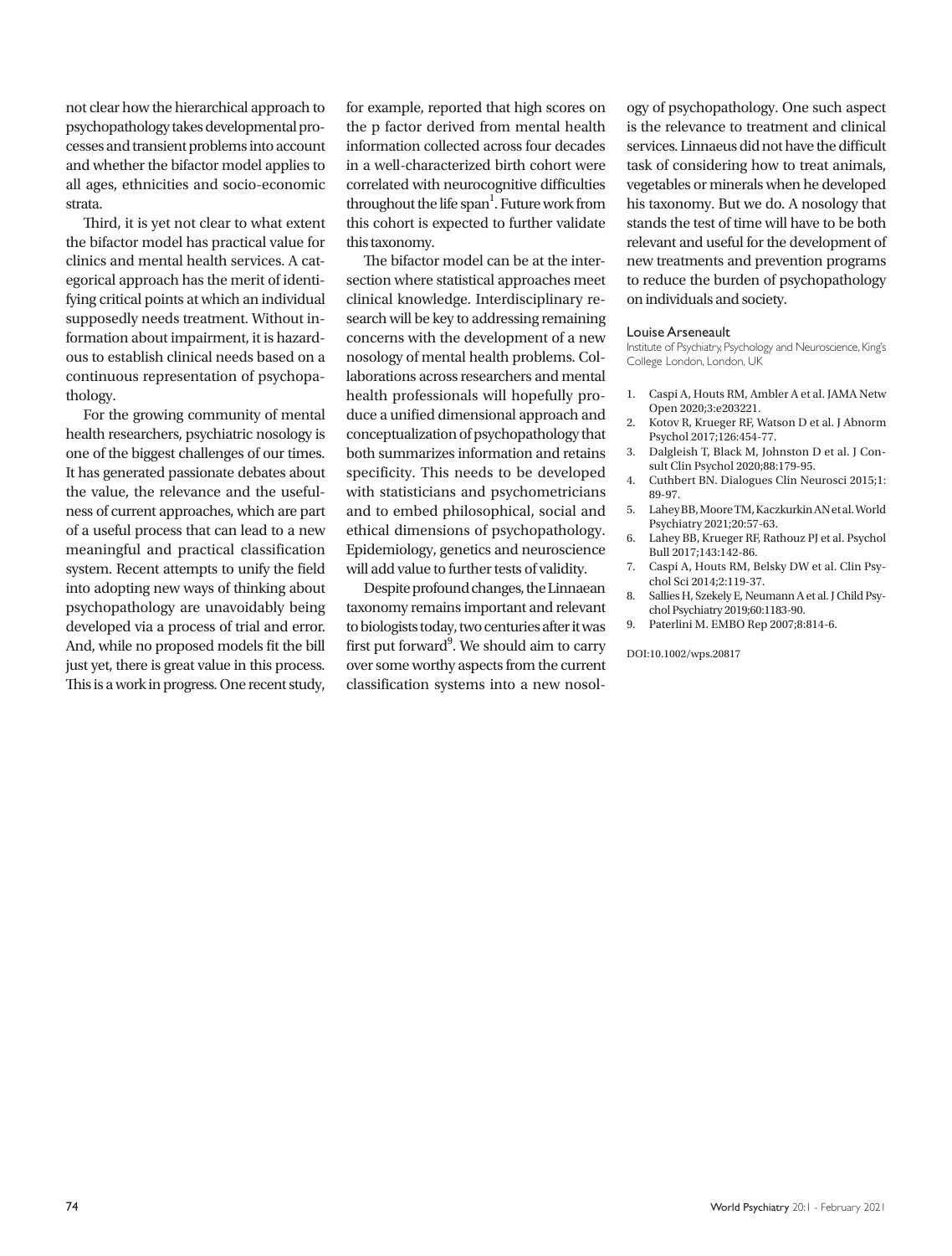not clear how the hierarchical approach to psychopathology takes developmental processes and transient problems into account and whether the bifactor model applies to all ages, ethnicities and socio-economic strata.

Third, it is yet not clear to what extent the bifactor model has practical value for clinics and mental health services. A categorical approach has the merit of identifying critical points at which an individual supposedly needs treatment. Without information about impairment, it is hazardous to establish clinical needs based on a continuous representation of psychopathology.

For the growing community of mental health researchers, psychiatric nosology is one of the biggest challenges of our times. It has generated passionate debates about the value, the relevance and the usefulness of current approaches, which are part of a useful process that can lead to a new meaningful and practical classification system. Recent attempts to unify the field into adopting new ways of thinking about psychopathology are unavoidably being developed via a process of trial and error. And, while no proposed models fit the bill just yet, there is great value in this process. This is a work in progress. One recent study, for example, reported that high scores on the p factor derived from mental health information collected across four decades in a well-characterized birth cohort were correlated with neurocognitive difficulties throughout the life span[1]. Future work from this cohort is expected to further validate this taxonomy.

The bifactor model can be at the intersection where statistical approaches meet clinical knowledge. Interdisciplinary research will be key to addressing remaining concerns with the development of a new nosology of mental health problems. Collaborations across researchers and mental health professionals will hopefully produce a unified dimensional approach and conceptualization of psychopathology that both summarizes information and retains specificity. This needs to be developed with statisticians and psychometricians and to embed philosophical, social and ethical dimensions of psychopathology. Epidemiology, genetics and neuroscience will add value to further tests of validity.

Despite profound changes, the Linnaean taxonomy remains important and relevant to biologists today, two centuries after it was first put forward[9]. We should aim to carry over some worthy aspects from the current classification systems into a new nosology of psychopathology. One such aspect is the relevance to treatment and clinical services. Linnaeus did not have the difficult task of considering how to treat animals, vegetables or minerals when he developed his taxonomy. But we do. A nosology that stands the test of time will have to be both relevant and useful for the development of new treatments and prevention programs to reduce the burden of psychopathology on individuals and society.

Louise Arseneault

Institute of Psychiatry, Psychology and Neuroscience, King's College London, London, UK

1. Caspi A, Houts RM, Ambler A et al. JAMA Netw Open 2020;3:e203221.
2. Kotov R, Krueger RF, Watson D et al. J Abnorm Psychol 2017;126:454-77.
3. Dalgleish T, Black M, Johnston D et al. J Consult Clin Psychol 2020;88:179-95.
4. Cuthbert BN. Dialogues Clin Neurosci 2015;1:89-97.
5. Lahey BB, Moore TM, Kaczkurkin AN et al. World Psychiatry 2021;20:57-63.
6. Lahey BB, Krueger RF, Rathouz PJ et al. Psychol Bull 2017;143:142-86.
7. Caspi A, Houts RM, Belsky DW et al. Clin Psychol Sci 2014;2:119-37.
8. Sallies H, Szekely E, Neumann A et al. J Child Psychol Psychiatry 2019;60:1183-90.
9. Paterlini M. EMBO Rep 2007;8:814-6.

DOI:10.1002/wps.20817